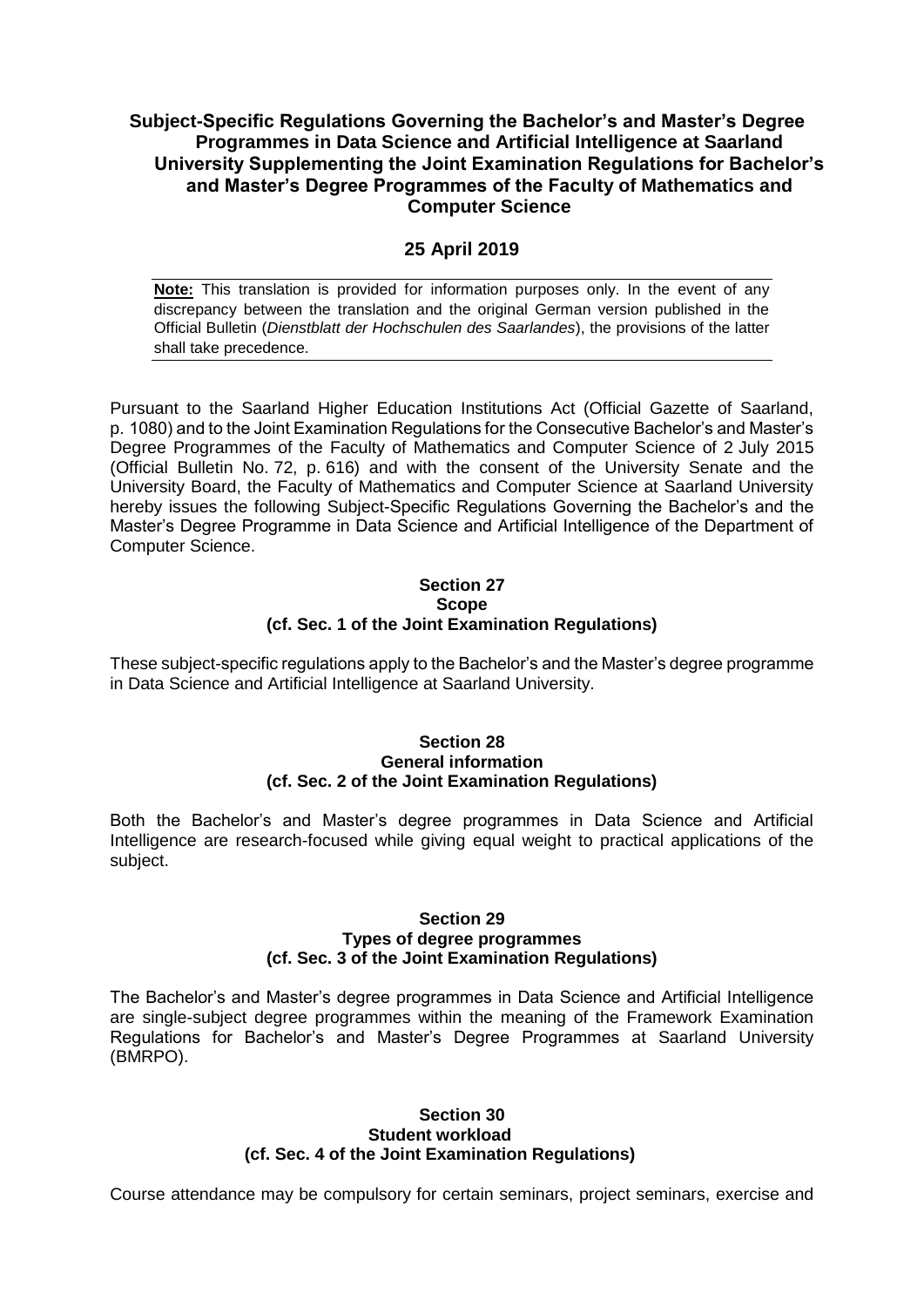# Subject-Specific Regulations Governing the Bachelor's and Master's Degree Programmes in Data Science and Artificial Intelligence at Saarland University Supplementing the Joint Examination Regulations for Bachelor's and Master's Degree Programmes of the Faculty of Mathematics and Computer Science

## 25 April 2019

**Note:** This translation is provided for information purposes only. In the event of any discrepancy between the translation and the original German version published in the Official Bulletin (*Dienstblatt der Hochschulen des Saarlandes*), the provisions of the latter shall take precedence.

Pursuant to the Saarland Higher Education Institutions Act (Official Gazette of Saarland, p. 1080) and to the Joint Examination Regulations for the Consecutive Bachelor's and Master's Degree Programmes of the Faculty of Mathematics and Computer Science of 2 July 2015 (Official Bulletin No. 72, p. 616) and with the consent of the University Senate and the University Board, the Faculty of Mathematics and Computer Science at Saarland University hereby issues the following Subject-Specific Regulations Governing the Bachelor's and the Master's Degree Programme in Data Science and Artificial Intelligence of the Department of Computer Science.

### Section 27
### Scope
### (cf. Sec. 1 of the Joint Examination Regulations)

These subject-specific regulations apply to the Bachelor's and the Master's degree programme in Data Science and Artificial Intelligence at Saarland University.

### Section 28
### General information
### (cf. Sec. 2 of the Joint Examination Regulations)

Both the Bachelor's and Master's degree programmes in Data Science and Artificial Intelligence are research-focused while giving equal weight to practical applications of the subject.

### Section 29
### Types of degree programmes
### (cf. Sec. 3 of the Joint Examination Regulations)

The Bachelor's and Master's degree programmes in Data Science and Artificial Intelligence are single-subject degree programmes within the meaning of the Framework Examination Regulations for Bachelor's and Master's Degree Programmes at Saarland University (BMRPO).

### Section 30
### Student workload
### (cf. Sec. 4 of the Joint Examination Regulations)

Course attendance may be compulsory for certain seminars, project seminars, exercise and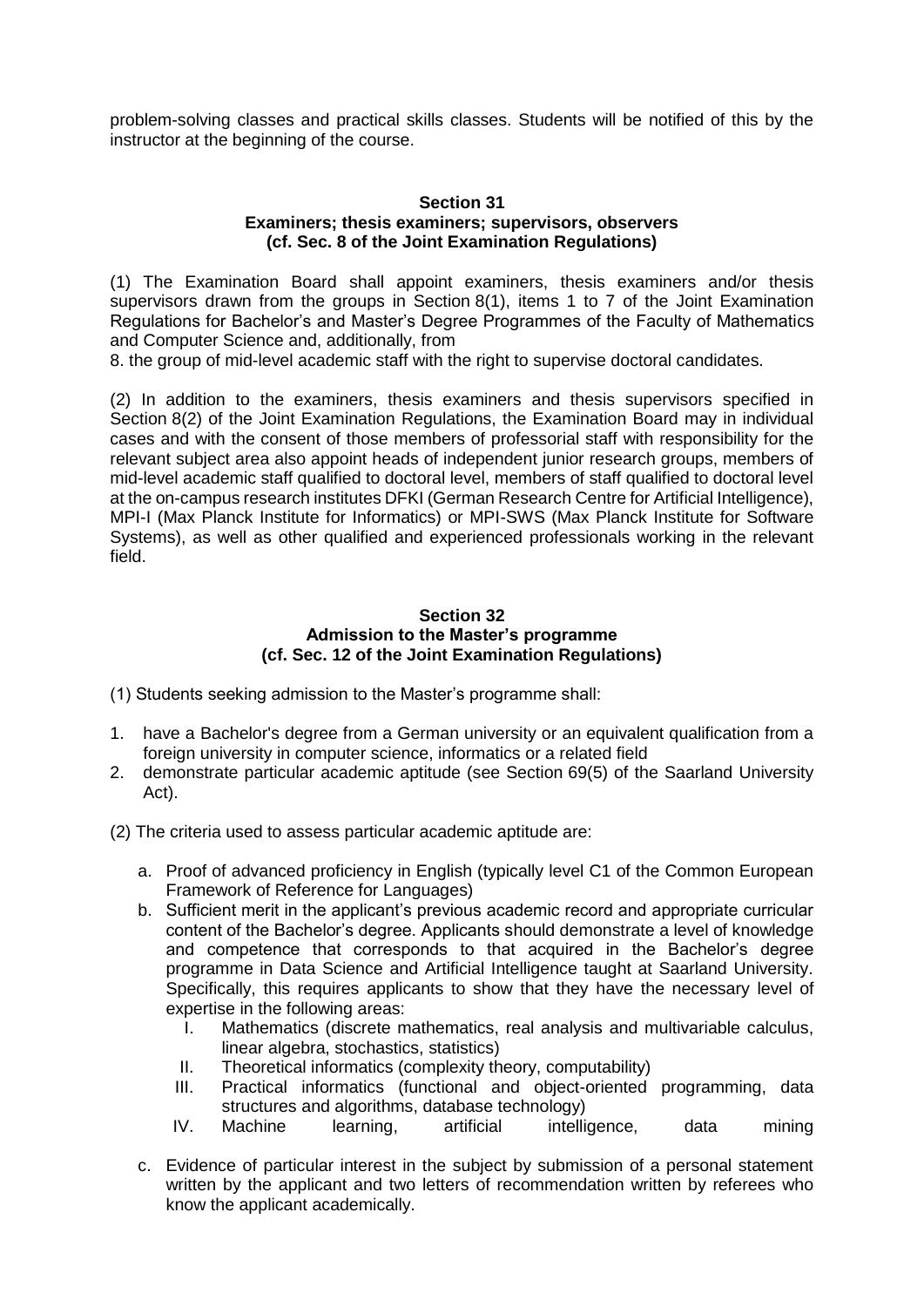problem-solving classes and practical skills classes. Students will be notified of this by the instructor at the beginning of the course.

**Section 31**
**Examiners; thesis examiners; supervisors, observers**
**(cf. Sec. 8 of the Joint Examination Regulations)**

(1) The Examination Board shall appoint examiners, thesis examiners and/or thesis supervisors drawn from the groups in Section 8(1), items 1 to 7 of the Joint Examination Regulations for Bachelor's and Master's Degree Programmes of the Faculty of Mathematics and Computer Science and, additionally, from

8. the group of mid-level academic staff with the right to supervise doctoral candidates.

(2) In addition to the examiners, thesis examiners and thesis supervisors specified in Section 8(2) of the Joint Examination Regulations, the Examination Board may in individual cases and with the consent of those members of professorial staff with responsibility for the relevant subject area also appoint heads of independent junior research groups, members of mid-level academic staff qualified to doctoral level, members of staff qualified to doctoral level at the on-campus research institutes DFKI (German Research Centre for Artificial Intelligence), MPI-I (Max Planck Institute for Informatics) or MPI-SWS (Max Planck Institute for Software Systems), as well as other qualified and experienced professionals working in the relevant field.

**Section 32**
**Admission to the Master's programme**
**(cf. Sec. 12 of the Joint Examination Regulations)**

(1) Students seeking admission to the Master's programme shall:

1. have a Bachelor's degree from a German university or an equivalent qualification from a foreign university in computer science, informatics or a related field
2. demonstrate particular academic aptitude (see Section 69(5) of the Saarland University Act).

(2) The criteria used to assess particular academic aptitude are:

a. Proof of advanced proficiency in English (typically level C1 of the Common European Framework of Reference for Languages)
b. Sufficient merit in the applicant's previous academic record and appropriate curricular content of the Bachelor's degree. Applicants should demonstrate a level of knowledge and competence that corresponds to that acquired in the Bachelor's degree programme in Data Science and Artificial Intelligence taught at Saarland University. Specifically, this requires applicants to show that they have the necessary level of expertise in the following areas:
   I. Mathematics (discrete mathematics, real analysis and multivariable calculus, linear algebra, stochastics, statistics)
   II. Theoretical informatics (complexity theory, computability)
   III. Practical informatics (functional and object-oriented programming, data structures and algorithms, database technology)
   IV. Machine learning, artificial intelligence, data mining
c. Evidence of particular interest in the subject by submission of a personal statement written by the applicant and two letters of recommendation written by referees who know the applicant academically.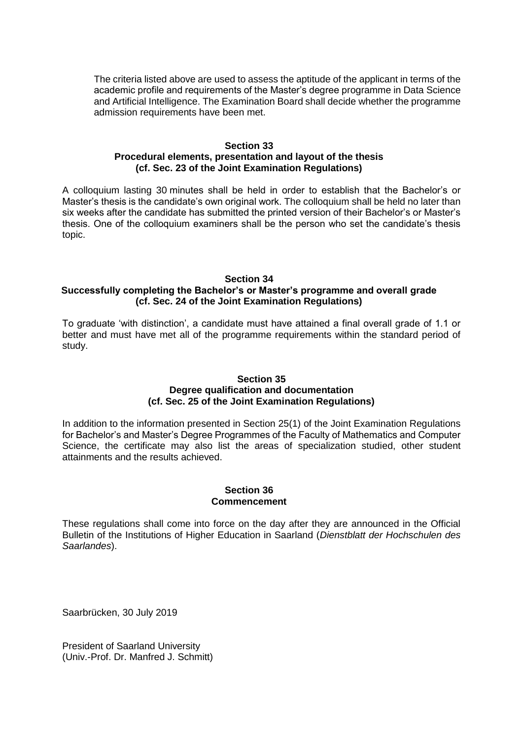The criteria listed above are used to assess the aptitude of the applicant in terms of the academic profile and requirements of the Master's degree programme in Data Science and Artificial Intelligence. The Examination Board shall decide whether the programme admission requirements have been met.

## Section 33
## Procedural elements, presentation and layout of the thesis
## (cf. Sec. 23 of the Joint Examination Regulations)

A colloquium lasting 30 minutes shall be held in order to establish that the Bachelor's or Master's thesis is the candidate's own original work. The colloquium shall be held no later than six weeks after the candidate has submitted the printed version of their Bachelor's or Master's thesis. One of the colloquium examiners shall be the person who set the candidate's thesis topic.

## Section 34
## Successfully completing the Bachelor's or Master's programme and overall grade
## (cf. Sec. 24 of the Joint Examination Regulations)

To graduate 'with distinction', a candidate must have attained a final overall grade of 1.1 or better and must have met all of the programme requirements within the standard period of study.

## Section 35
## Degree qualification and documentation
## (cf. Sec. 25 of the Joint Examination Regulations)

In addition to the information presented in Section 25(1) of the Joint Examination Regulations for Bachelor's and Master's Degree Programmes of the Faculty of Mathematics and Computer Science, the certificate may also list the areas of specialization studied, other student attainments and the results achieved.

## Section 36
## Commencement

These regulations shall come into force on the day after they are announced in the Official Bulletin of the Institutions of Higher Education in Saarland (*Dienstblatt der Hochschulen des Saarlandes*).

Saarbrücken, 30 July 2019

President of Saarland University
(Univ.-Prof. Dr. Manfred J. Schmitt)